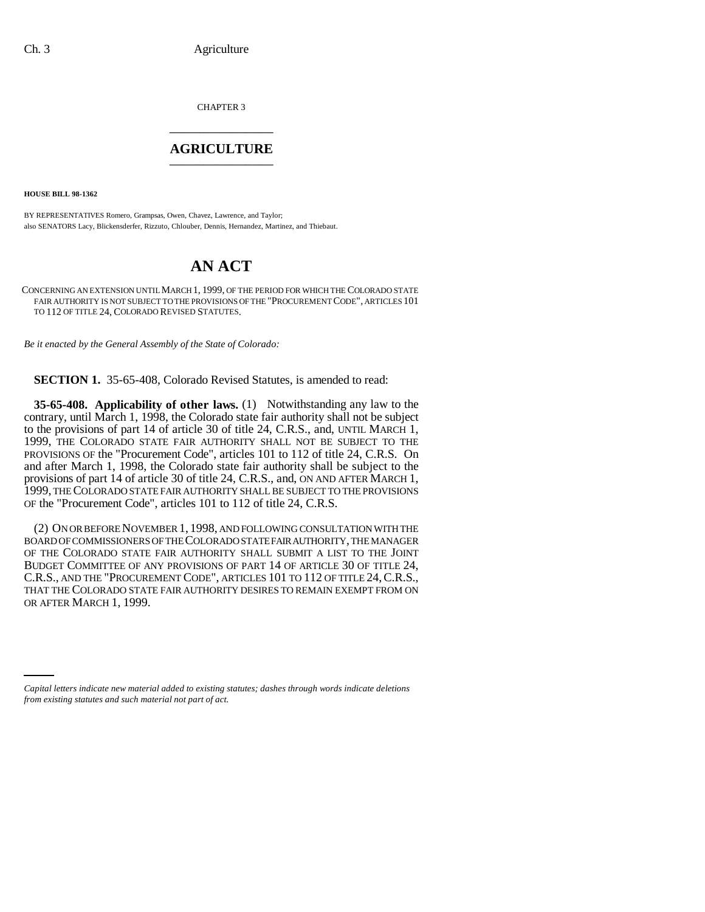CHAPTER 3

# AGRICULTURE

**HOUSE BILL 98-1362**

BY REPRESENTATIVES Romero, Grampsas, Owen, Chavez, Lawrence, and Taylor;
also SENATORS Lacy, Blickensderfer, Rizzuto, Chlouber, Dennis, Hernandez, Martinez, and Thiebaut.

# AN ACT

CONCERNING AN EXTENSION UNTIL MARCH 1, 1999, OF THE PERIOD FOR WHICH THE COLORADO STATE FAIR AUTHORITY IS NOT SUBJECT TO THE PROVISIONS OF THE "PROCUREMENT CODE", ARTICLES 101 TO 112 OF TITLE 24, COLORADO REVISED STATUTES.

*Be it enacted by the General Assembly of the State of Colorado:*

**SECTION 1.** 35-65-408, Colorado Revised Statutes, is amended to read:

**35-65-408. Applicability of other laws.** (1) Notwithstanding any law to the contrary, until March 1, 1998, the Colorado state fair authority shall not be subject to the provisions of part 14 of article 30 of title 24, C.R.S., and, UNTIL MARCH 1, 1999, THE COLORADO STATE FAIR AUTHORITY SHALL NOT BE SUBJECT TO THE PROVISIONS OF the "Procurement Code", articles 101 to 112 of title 24, C.R.S. On and after March 1, 1998, the Colorado state fair authority shall be subject to the provisions of part 14 of article 30 of title 24, C.R.S., and, ON AND AFTER MARCH 1, 1999, THE COLORADO STATE FAIR AUTHORITY SHALL BE SUBJECT TO THE PROVISIONS OF the "Procurement Code", articles 101 to 112 of title 24, C.R.S.

(2) ON OR BEFORE NOVEMBER 1, 1998, AND FOLLOWING CONSULTATION WITH THE BOARD OF COMMISSIONERS OF THE COLORADO STATE FAIR AUTHORITY, THE MANAGER OF THE COLORADO STATE FAIR AUTHORITY SHALL SUBMIT A LIST TO THE JOINT BUDGET COMMITTEE OF ANY PROVISIONS OF PART 14 OF ARTICLE 30 OF TITLE 24, C.R.S., AND THE "PROCUREMENT CODE", ARTICLES 101 TO 112 OF TITLE 24, C.R.S., THAT THE COLORADO STATE FAIR AUTHORITY DESIRES TO REMAIN EXEMPT FROM ON OR AFTER MARCH 1, 1999.

*Capital letters indicate new material added to existing statutes; dashes through words indicate deletions from existing statutes and such material not part of act.*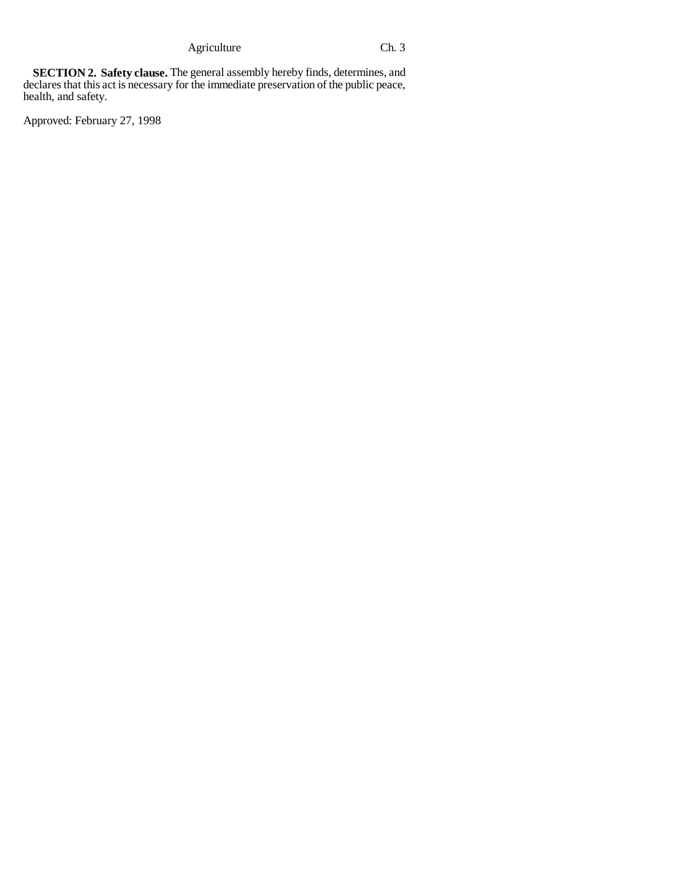**SECTION 2. Safety clause.** The general assembly hereby finds, determines, and declares that this act is necessary for the immediate preservation of the public peace, health, and safety.

Approved: February 27, 1998